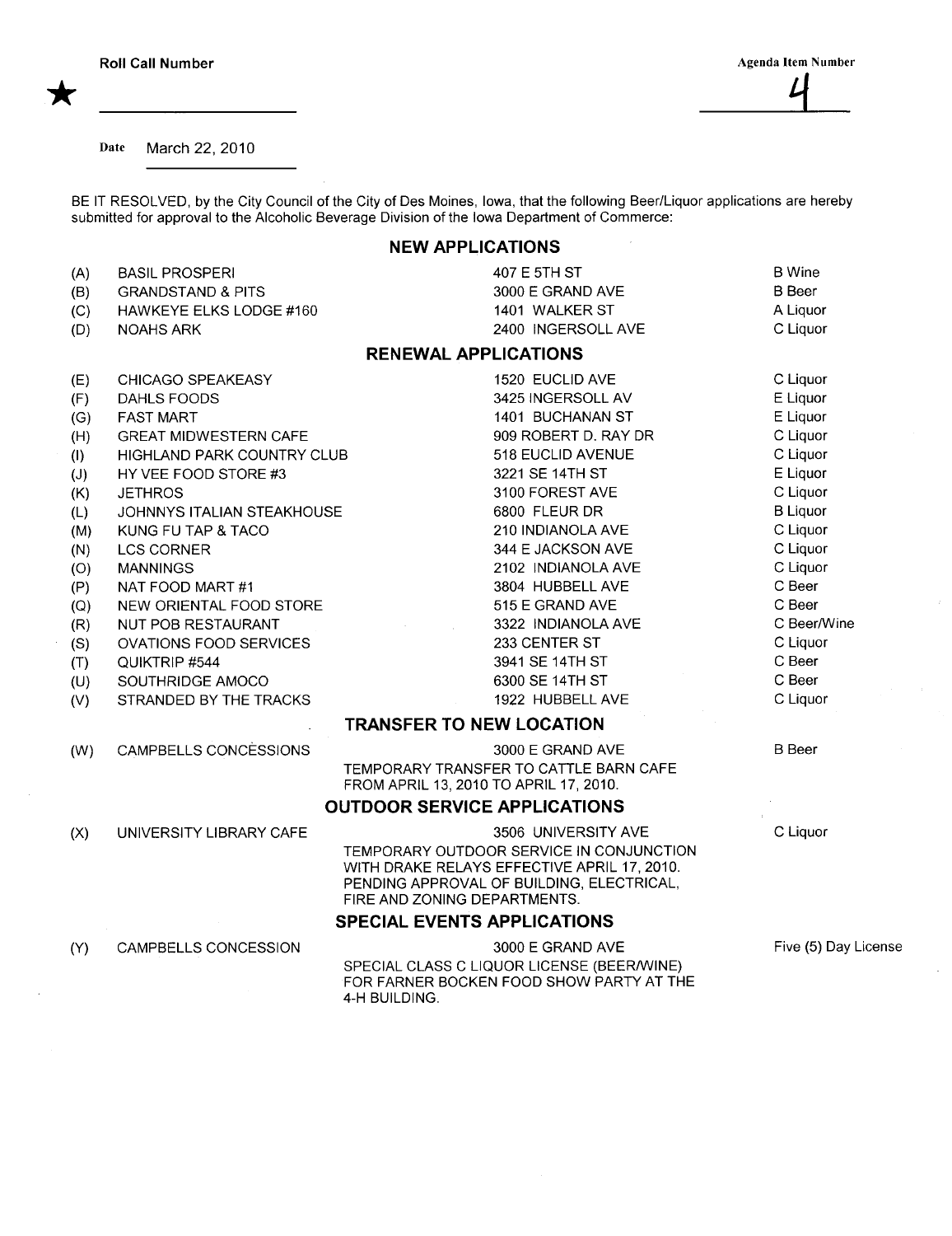Roll Call Number ★

Agenda Item Number 4

Date March 22, 2010

BE IT RESOLVED, by the City Council of the City of Des Moines, Iowa, that the following Beer/Liquor applications are hereby submitted for approval to the Alcoholic Beverage Division of the Iowa Department of Commerce:

## NEW APPLICATIONS

| | | | |
|---|---|---|---|
| (A) | BASIL PROSPERI | 407 E 5TH ST | B Wine |
| (B) | GRANDSTAND & PITS | 3000 E GRAND AVE | B Beer |
| (C) | HAWKEYE ELKS LODGE #160 | 1401 WALKER ST | A Liquor |
| (D) | NOAHS ARK | 2400 INGERSOLL AVE | C Liquor |

## RENEWAL APPLICATIONS

| | | | |
|---|---|---|---|
| (E) | CHICAGO SPEAKEASY | 1520 EUCLID AVE | C Liquor |
| (F) | DAHLS FOODS | 3425 INGERSOLL AV | E Liquor |
| (G) | FAST MART | 1401 BUCHANAN ST | E Liquor |
| (H) | GREAT MIDWESTERN CAFE | 909 ROBERT D. RAY DR | C Liquor |
| (I) | HIGHLAND PARK COUNTRY CLUB | 518 EUCLID AVENUE | C Liquor |
| (J) | HY VEE FOOD STORE #3 | 3221 SE 14TH ST | E Liquor |
| (K) | JETHROS | 3100 FOREST AVE | C Liquor |
| (L) | JOHNNYS ITALIAN STEAKHOUSE | 6800 FLEUR DR | B Liquor |
| (M) | KUNG FU TAP & TACO | 210 INDIANOLA AVE | C Liquor |
| (N) | LCS CORNER | 344 E JACKSON AVE | C Liquor |
| (O) | MANNINGS | 2102 INDIANOLA AVE | C Liquor |
| (P) | NAT FOOD MART #1 | 3804 HUBBELL AVE | C Beer |
| (Q) | NEW ORIENTAL FOOD STORE | 515 E GRAND AVE | C Beer |
| (R) | NUT POB RESTAURANT | 3322 INDIANOLA AVE | C Beer/Wine |
| (S) | OVATIONS FOOD SERVICES | 233 CENTER ST | C Liquor |
| (T) | QUIKTRIP #544 | 3941 SE 14TH ST | C Beer |
| (U) | SOUTHRIDGE AMOCO | 6300 SE 14TH ST | C Beer |
| (V) | STRANDED BY THE TRACKS | 1922 HUBBELL AVE | C Liquor |

## TRANSFER TO NEW LOCATION

| | | | |
|---|---|---|---|
| (W) | CAMPBELLS CONCESSIONS | 3000 E GRAND AVE<br>TEMPORARY TRANSFER TO CATTLE BARN CAFE FROM APRIL 13, 2010 TO APRIL 17, 2010. | B Beer |

## OUTDOOR SERVICE APPLICATIONS

| | | | |
|---|---|---|---|
| (X) | UNIVERSITY LIBRARY CAFE | 3506 UNIVERSITY AVE<br>TEMPORARY OUTDOOR SERVICE IN CONJUNCTION WITH DRAKE RELAYS EFFECTIVE APRIL 17, 2010. PENDING APPROVAL OF BUILDING, ELECTRICAL, FIRE AND ZONING DEPARTMENTS. | C Liquor |

## SPECIAL EVENTS APPLICATIONS

| | | | |
|---|---|---|---|
| (Y) | CAMPBELLS CONCESSION | 3000 E GRAND AVE<br>SPECIAL CLASS C LIQUOR LICENSE (BEER/WINE) FOR FARNER BOCKEN FOOD SHOW PARTY AT THE 4-H BUILDING. | Five (5) Day License |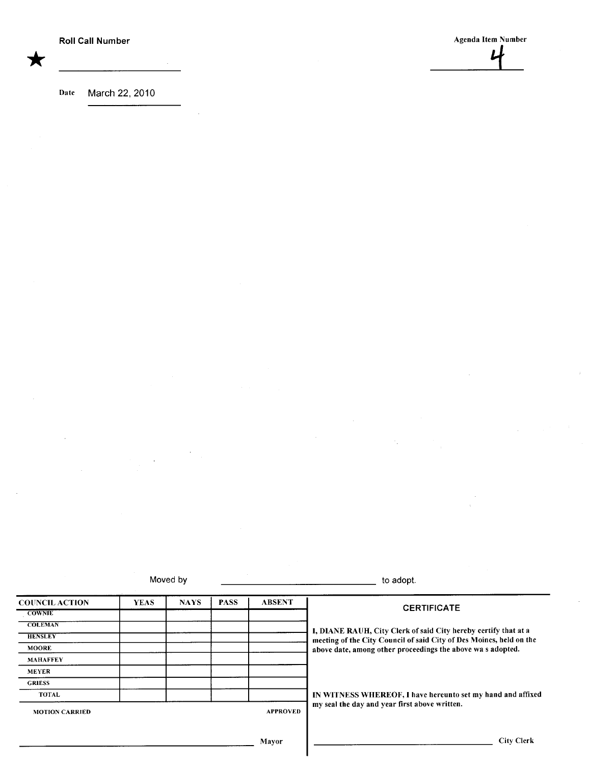★ **Roll Call Number** \_\_\_\_\_\_\_\_\_\_\_\_\_\_\_\_\_\_\_\_

**Agenda Item Number** 4

Date March 22, 2010

Moved by \_\_\_\_\_\_\_\_\_\_\_\_\_\_\_\_\_\_\_\_\_\_\_\_\_\_\_\_\_\_ to adopt.

| COUNCIL ACTION | YEAS | NAYS | PASS | ABSENT |
|---|---|---|---|---|
| COWNIE | | | | |
| COLEMAN | | | | |
| HENSLEY | | | | |
| MOORE | | | | |
| MAHAFFEY | | | | |
| MEYER | | | | |
| GRIESS | | | | |
| TOTAL | | | | |

MOTION CARRIED APPROVED

\_\_\_\_\_\_\_\_\_\_\_\_\_\_\_\_\_\_\_\_\_\_\_\_\_\_\_\_\_\_ Mayor

## CERTIFICATE

**I, DIANE RAUH, City Clerk of said City hereby certify that at a meeting of the City Council of said City of Des Moines, held on the above date, among other proceedings the above wa s adopted.**

**IN WITNESS WHEREOF, I have hereunto set my hand and affixed my seal the day and year first above written.**

\_\_\_\_\_\_\_\_\_\_\_\_\_\_\_\_\_\_\_\_\_\_\_\_\_\_\_\_\_\_ City Clerk